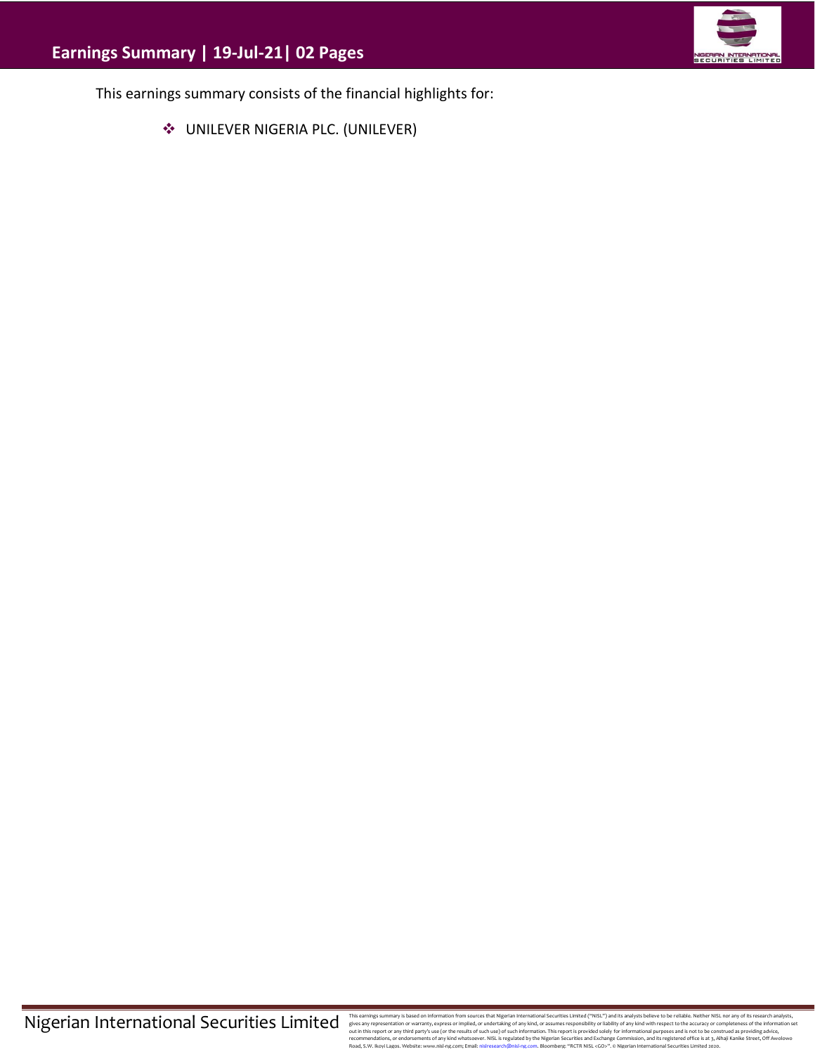# Earnings Summary | 19-Jul-21| 02 Pages

This earnings summary consists of the financial highlights for:

- UNILEVER NIGERIA PLC. (UNILEVER)

Nigerian International Securities Limited

This earnings summary is based on information from sources that Nigerian International Securities Limited ("NISL") and its analysts believe to be reliable. Neither NISL nor any of its research analysts, gives any representation or warranty, express or implied, or undertaking of any kind, or assumes responsibility or liability of any kind with respect to the accuracy or completeness of the information set out in this report or any third party's use (or the results of such use) of such information. This report is provided solely for informational purposes and is not to be construed as providing advice, recommendations, or endorsements of any kind whatsoever. NISL is regulated by the Nigerian Securities and Exchange Commission, and its registered office is at 3, Alhaji Kanike Street, Off Awolowo Road, S.W. Ikoyi Lagos. Website: www.nisl-ng.com; Email: nislresearch@nisl-ng.com. Bloomberg: "RCTR NISL <GO>". © Nigerian International Securities Limited 2020.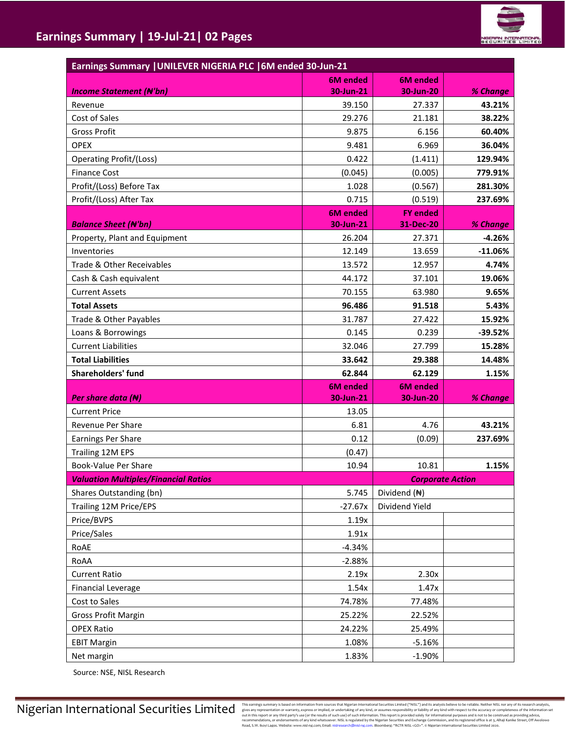# Earnings Summary | 19-Jul-21| 02 Pages

| Earnings Summary \|UNILEVER NIGERIA PLC \|6M ended 30-Jun-21 | | | |
|---|---|---|---|
| ***Income Statement (₦'bn)*** | **6M ended 30-Jun-21** | **6M ended 30-Jun-20** | ***% Change*** |
| Revenue | 39.150 | 27.337 | **43.21%** |
| Cost of Sales | 29.276 | 21.181 | **38.22%** |
| Gross Profit | 9.875 | 6.156 | **60.40%** |
| OPEX | 9.481 | 6.969 | **36.04%** |
| Operating Profit/(Loss) | 0.422 | (1.411) | **129.94%** |
| Finance Cost | (0.045) | (0.005) | **779.91%** |
| Profit/(Loss) Before Tax | 1.028 | (0.567) | **281.30%** |
| Profit/(Loss) After Tax | 0.715 | (0.519) | **237.69%** |
| ***Balance Sheet (₦'bn)*** | **6M ended 30-Jun-21** | **FY ended 31-Dec-20** | ***% Change*** |
| Property, Plant and Equipment | 26.204 | 27.371 | **-4.26%** |
| Inventories | 12.149 | 13.659 | **-11.06%** |
| Trade & Other Receivables | 13.572 | 12.957 | **4.74%** |
| Cash & Cash equivalent | 44.172 | 37.101 | **19.06%** |
| Current Assets | 70.155 | 63.980 | **9.65%** |
| **Total Assets** | **96.486** | **91.518** | **5.43%** |
| Trade & Other Payables | 31.787 | 27.422 | **15.92%** |
| Loans & Borrowings | 0.145 | 0.239 | **-39.52%** |
| Current Liabilities | 32.046 | 27.799 | **15.28%** |
| **Total Liabilities** | **33.642** | **29.388** | **14.48%** |
| **Shareholders' fund** | **62.844** | **62.129** | **1.15%** |
| ***Per share data (₦)*** | **6M ended 30-Jun-21** | **6M ended 30-Jun-20** | ***% Change*** |
| Current Price | 13.05 | | |
| Revenue Per Share | 6.81 | 4.76 | **43.21%** |
| Earnings Per Share | 0.12 | (0.09) | **237.69%** |
| Trailing 12M EPS | (0.47) | | |
| Book-Value Per Share | 10.94 | 10.81 | **1.15%** |
| ***Valuation Multiples/Financial Ratios*** | | ***Corporate Action*** | |
| Shares Outstanding (bn) | 5.745 | Dividend (₦) | |
| Trailing 12M Price/EPS | -27.67x | Dividend Yield | |
| Price/BVPS | 1.19x | | |
| Price/Sales | 1.91x | | |
| RoAE | -4.34% | | |
| RoAA | -2.88% | | |
| Current Ratio | 2.19x | 2.30x | |
| Financial Leverage | 1.54x | 1.47x | |
| Cost to Sales | 74.78% | 77.48% | |
| Gross Profit Margin | 25.22% | 22.52% | |
| OPEX Ratio | 24.22% | 25.49% | |
| EBIT Margin | 1.08% | -5.16% | |
| Net margin | 1.83% | -1.90% | |

Source: NSE, NISL Research

Nigerian International Securities Limited

This earnings summary is based on information from sources that Nigerian International Securities Limited ("NISL") and its analysts believe to be reliable. Neither NISL nor any of its research analysts, gives any representation or warranty, express or implied, or undertaking of any kind, or assumes responsibility or liability of any kind with respect to the accuracy or completeness of the information set out in this report or any third party's use (or the results of such use) of such information. This report is provided solely for informational purposes and is not to be construed as providing advice, recommendations, or endorsements of any kind whatsoever. NISL is regulated by the Nigerian Securities and Exchange Commission, and its registered office is at 3, Alhaji Kanike Street, Off Awolowo Road, S.W. Ikoyi Lagos. Website: www.nisl-ng.com; Email: nislresearch@nisl-ng.com. Bloomberg: "RCTR NISL <GO>". © Nigerian International Securities Limited 2020.